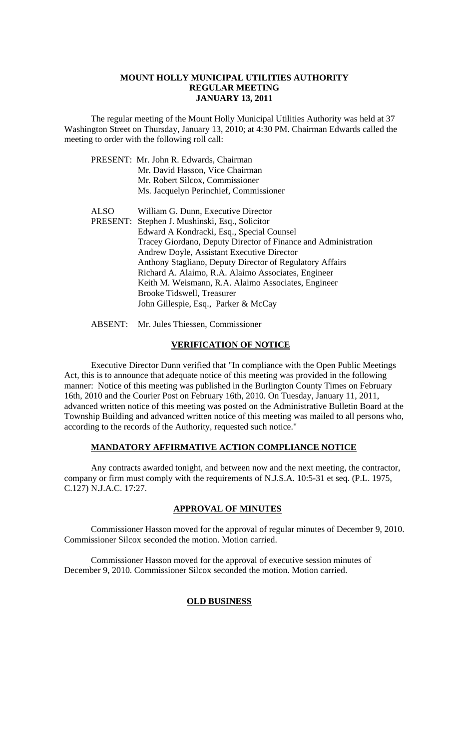# MOUNT HOLLY MUNICIPAL UTILITIES AUTHORITY
## REGULAR MEETING
## JANUARY 13, 2011

The regular meeting of the Mount Holly Municipal Utilities Authority was held at 37 Washington Street on Thursday, January 13, 2010; at 4:30 PM. Chairman Edwards called the meeting to order with the following roll call:

PRESENT: Mr. John R. Edwards, Chairman
Mr. David Hasson, Vice Chairman
Mr. Robert Silcox, Commissioner
Ms. Jacquelyn Perinchief, Commissioner

ALSO PRESENT: William G. Dunn, Executive Director
Stephen J. Mushinski, Esq., Solicitor
Edward A Kondracki, Esq., Special Counsel
Tracey Giordano, Deputy Director of Finance and Administration
Andrew Doyle, Assistant Executive Director
Anthony Stagliano, Deputy Director of Regulatory Affairs
Richard A. Alaimo, R.A. Alaimo Associates, Engineer
Keith M. Weismann, R.A. Alaimo Associates, Engineer
Brooke Tidswell, Treasurer
John Gillespie, Esq., Parker & McCay

ABSENT: Mr. Jules Thiessen, Commissioner

## VERIFICATION OF NOTICE

Executive Director Dunn verified that "In compliance with the Open Public Meetings Act, this is to announce that adequate notice of this meeting was provided in the following manner: Notice of this meeting was published in the Burlington County Times on February 16th, 2010 and the Courier Post on February 16th, 2010. On Tuesday, January 11, 2011, advanced written notice of this meeting was posted on the Administrative Bulletin Board at the Township Building and advanced written notice of this meeting was mailed to all persons who, according to the records of the Authority, requested such notice."

## MANDATORY AFFIRMATIVE ACTION COMPLIANCE NOTICE

Any contracts awarded tonight, and between now and the next meeting, the contractor, company or firm must comply with the requirements of N.J.S.A. 10:5-31 et seq. (P.L. 1975, C.127) N.J.A.C. 17:27.

## APPROVAL OF MINUTES

Commissioner Hasson moved for the approval of regular minutes of December 9, 2010. Commissioner Silcox seconded the motion. Motion carried.

Commissioner Hasson moved for the approval of executive session minutes of December 9, 2010. Commissioner Silcox seconded the motion. Motion carried.

## OLD BUSINESS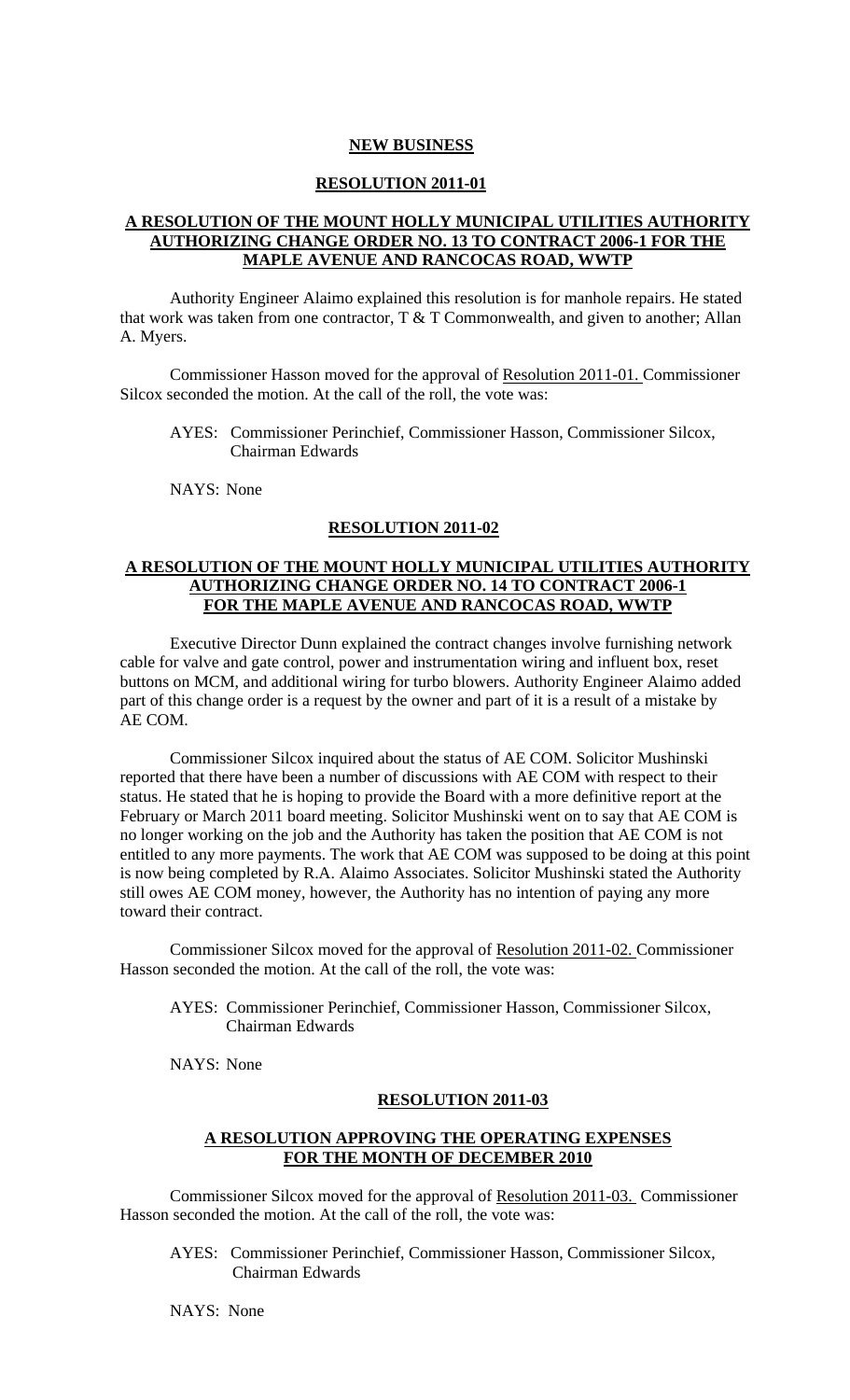## NEW BUSINESS

### RESOLUTION 2011-01

### A RESOLUTION OF THE MOUNT HOLLY MUNICIPAL UTILITIES AUTHORITY AUTHORIZING CHANGE ORDER NO. 13 TO CONTRACT 2006-1 FOR THE MAPLE AVENUE AND RANCOCAS ROAD, WWTP

Authority Engineer Alaimo explained this resolution is for manhole repairs. He stated that work was taken from one contractor, T & T Commonwealth, and given to another; Allan A. Myers.

Commissioner Hasson moved for the approval of Resolution 2011-01. Commissioner Silcox seconded the motion. At the call of the roll, the vote was:

AYES: Commissioner Perinchief, Commissioner Hasson, Commissioner Silcox, Chairman Edwards

NAYS: None

### RESOLUTION 2011-02

### A RESOLUTION OF THE MOUNT HOLLY MUNICIPAL UTILITIES AUTHORITY AUTHORIZING CHANGE ORDER NO. 14 TO CONTRACT 2006-1 FOR THE MAPLE AVENUE AND RANCOCAS ROAD, WWTP

Executive Director Dunn explained the contract changes involve furnishing network cable for valve and gate control, power and instrumentation wiring and influent box, reset buttons on MCM, and additional wiring for turbo blowers. Authority Engineer Alaimo added part of this change order is a request by the owner and part of it is a result of a mistake by AE COM.

Commissioner Silcox inquired about the status of AE COM. Solicitor Mushinski reported that there have been a number of discussions with AE COM with respect to their status. He stated that he is hoping to provide the Board with a more definitive report at the February or March 2011 board meeting. Solicitor Mushinski went on to say that AE COM is no longer working on the job and the Authority has taken the position that AE COM is not entitled to any more payments. The work that AE COM was supposed to be doing at this point is now being completed by R.A. Alaimo Associates. Solicitor Mushinski stated the Authority still owes AE COM money, however, the Authority has no intention of paying any more toward their contract.

Commissioner Silcox moved for the approval of Resolution 2011-02. Commissioner Hasson seconded the motion. At the call of the roll, the vote was:

AYES: Commissioner Perinchief, Commissioner Hasson, Commissioner Silcox, Chairman Edwards

NAYS: None

### RESOLUTION 2011-03

### A RESOLUTION APPROVING THE OPERATING EXPENSES FOR THE MONTH OF DECEMBER 2010

Commissioner Silcox moved for the approval of Resolution 2011-03. Commissioner Hasson seconded the motion. At the call of the roll, the vote was:

AYES: Commissioner Perinchief, Commissioner Hasson, Commissioner Silcox, Chairman Edwards

NAYS: None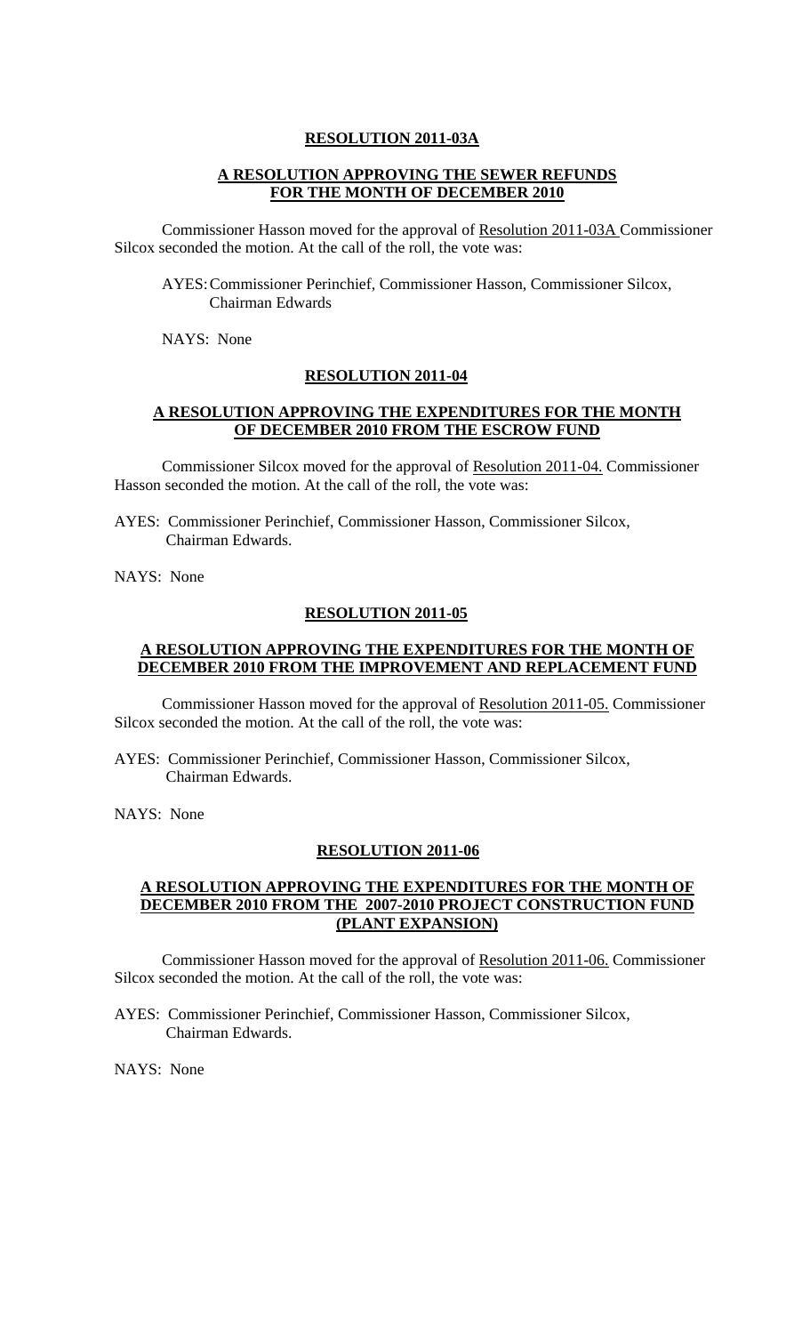**RESOLUTION 2011-03A**

**A RESOLUTION APPROVING THE SEWER REFUNDS FOR THE MONTH OF DECEMBER 2010**

Commissioner Hasson moved for the approval of Resolution 2011-03A Commissioner Silcox seconded the motion. At the call of the roll, the vote was:

AYES: Commissioner Perinchief, Commissioner Hasson, Commissioner Silcox, Chairman Edwards

NAYS: None

**RESOLUTION 2011-04**

**A RESOLUTION APPROVING THE EXPENDITURES FOR THE MONTH OF DECEMBER 2010 FROM THE ESCROW FUND**

Commissioner Silcox moved for the approval of Resolution 2011-04. Commissioner Hasson seconded the motion. At the call of the roll, the vote was:

AYES: Commissioner Perinchief, Commissioner Hasson, Commissioner Silcox, Chairman Edwards.

NAYS: None

**RESOLUTION 2011-05**

**A RESOLUTION APPROVING THE EXPENDITURES FOR THE MONTH OF DECEMBER 2010 FROM THE IMPROVEMENT AND REPLACEMENT FUND**

Commissioner Hasson moved for the approval of Resolution 2011-05. Commissioner Silcox seconded the motion. At the call of the roll, the vote was:

AYES: Commissioner Perinchief, Commissioner Hasson, Commissioner Silcox, Chairman Edwards.

NAYS: None

**RESOLUTION 2011-06**

**A RESOLUTION APPROVING THE EXPENDITURES FOR THE MONTH OF DECEMBER 2010 FROM THE 2007-2010 PROJECT CONSTRUCTION FUND (PLANT EXPANSION)**

Commissioner Hasson moved for the approval of Resolution 2011-06. Commissioner Silcox seconded the motion. At the call of the roll, the vote was:

AYES: Commissioner Perinchief, Commissioner Hasson, Commissioner Silcox, Chairman Edwards.

NAYS: None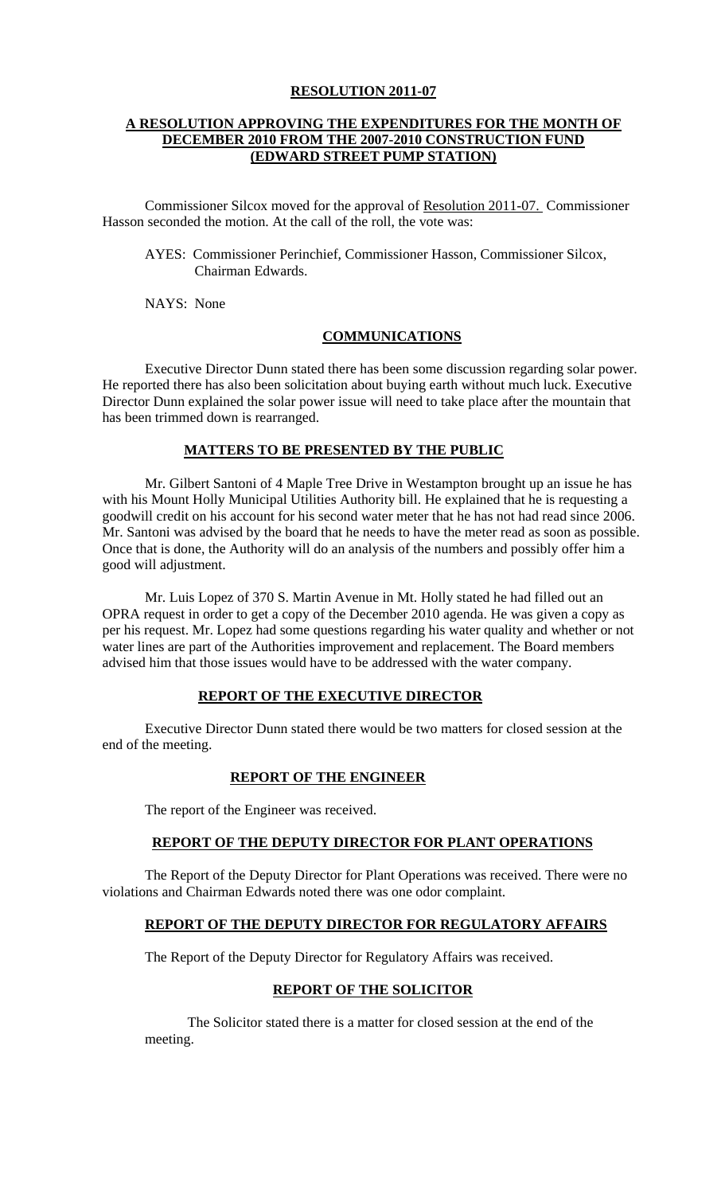**RESOLUTION 2011-07**

**A RESOLUTION APPROVING THE EXPENDITURES FOR THE MONTH OF DECEMBER 2010 FROM THE 2007-2010 CONSTRUCTION FUND (EDWARD STREET PUMP STATION)**

Commissioner Silcox moved for the approval of Resolution 2011-07. Commissioner Hasson seconded the motion. At the call of the roll, the vote was:

AYES: Commissioner Perinchief, Commissioner Hasson, Commissioner Silcox, Chairman Edwards.

NAYS: None

**COMMUNICATIONS**

Executive Director Dunn stated there has been some discussion regarding solar power. He reported there has also been solicitation about buying earth without much luck. Executive Director Dunn explained the solar power issue will need to take place after the mountain that has been trimmed down is rearranged.

**MATTERS TO BE PRESENTED BY THE PUBLIC**

Mr. Gilbert Santoni of 4 Maple Tree Drive in Westampton brought up an issue he has with his Mount Holly Municipal Utilities Authority bill. He explained that he is requesting a goodwill credit on his account for his second water meter that he has not had read since 2006. Mr. Santoni was advised by the board that he needs to have the meter read as soon as possible. Once that is done, the Authority will do an analysis of the numbers and possibly offer him a good will adjustment.

Mr. Luis Lopez of 370 S. Martin Avenue in Mt. Holly stated he had filled out an OPRA request in order to get a copy of the December 2010 agenda. He was given a copy as per his request. Mr. Lopez had some questions regarding his water quality and whether or not water lines are part of the Authorities improvement and replacement. The Board members advised him that those issues would have to be addressed with the water company.

**REPORT OF THE EXECUTIVE DIRECTOR**

Executive Director Dunn stated there would be two matters for closed session at the end of the meeting.

**REPORT OF THE ENGINEER**

The report of the Engineer was received.

**REPORT OF THE DEPUTY DIRECTOR FOR PLANT OPERATIONS**

The Report of the Deputy Director for Plant Operations was received. There were no violations and Chairman Edwards noted there was one odor complaint.

**REPORT OF THE DEPUTY DIRECTOR FOR REGULATORY AFFAIRS**

The Report of the Deputy Director for Regulatory Affairs was received.

**REPORT OF THE SOLICITOR**

The Solicitor stated there is a matter for closed session at the end of the meeting.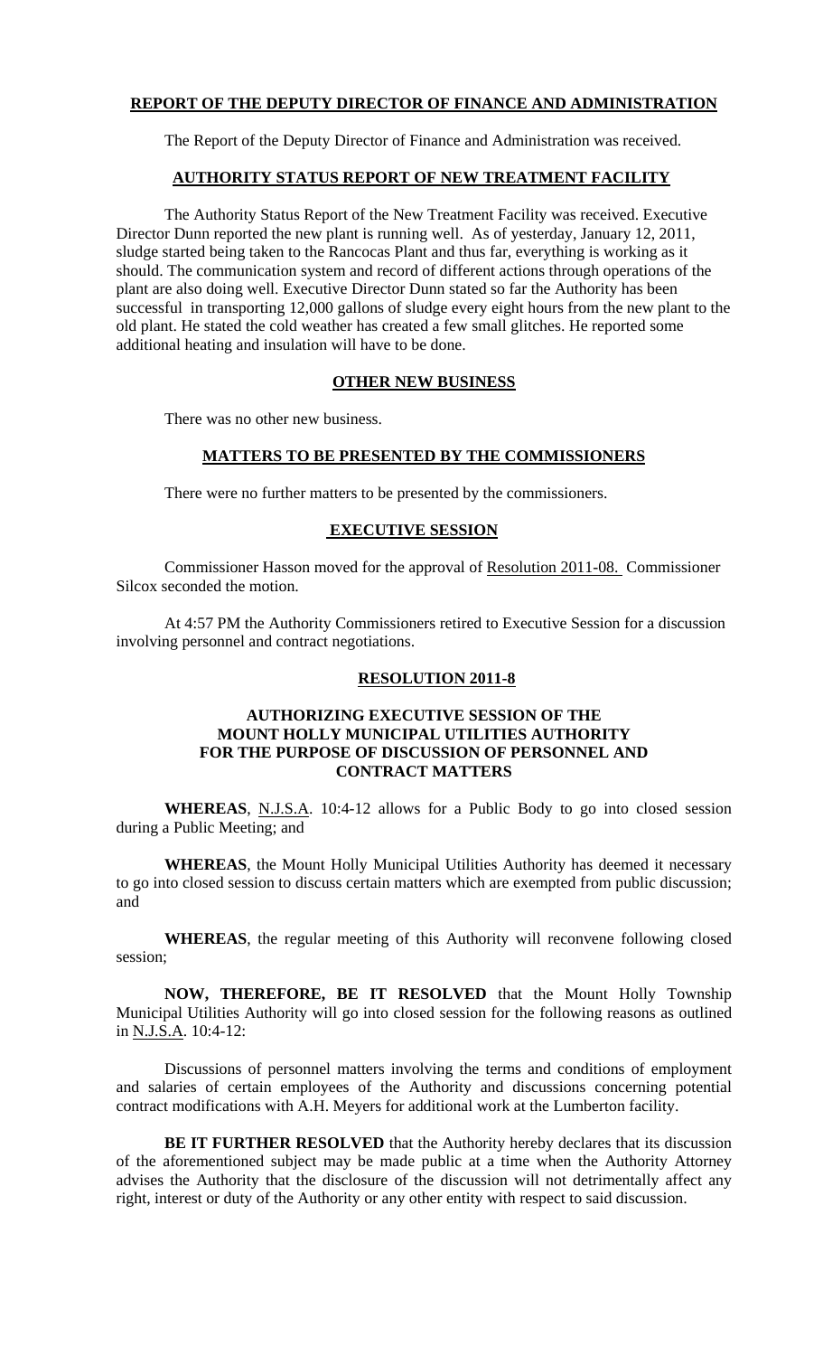**REPORT OF THE DEPUTY DIRECTOR OF FINANCE AND ADMINISTRATION**

The Report of the Deputy Director of Finance and Administration was received.

**AUTHORITY STATUS REPORT OF NEW TREATMENT FACILITY**

The Authority Status Report of the New Treatment Facility was received. Executive Director Dunn reported the new plant is running well. As of yesterday, January 12, 2011, sludge started being taken to the Rancocas Plant and thus far, everything is working as it should. The communication system and record of different actions through operations of the plant are also doing well. Executive Director Dunn stated so far the Authority has been successful in transporting 12,000 gallons of sludge every eight hours from the new plant to the old plant. He stated the cold weather has created a few small glitches. He reported some additional heating and insulation will have to be done.

**OTHER NEW BUSINESS**

There was no other new business.

**MATTERS TO BE PRESENTED BY THE COMMISSIONERS**

There were no further matters to be presented by the commissioners.

**EXECUTIVE SESSION**

Commissioner Hasson moved for the approval of Resolution 2011-08. Commissioner Silcox seconded the motion.

At 4:57 PM the Authority Commissioners retired to Executive Session for a discussion involving personnel and contract negotiations.

**RESOLUTION 2011-8**

**AUTHORIZING EXECUTIVE SESSION OF THE MOUNT HOLLY MUNICIPAL UTILITIES AUTHORITY FOR THE PURPOSE OF DISCUSSION OF PERSONNEL AND CONTRACT MATTERS**

**WHEREAS**, N.J.S.A. 10:4-12 allows for a Public Body to go into closed session during a Public Meeting; and

**WHEREAS**, the Mount Holly Municipal Utilities Authority has deemed it necessary to go into closed session to discuss certain matters which are exempted from public discussion; and

**WHEREAS**, the regular meeting of this Authority will reconvene following closed session;

**NOW, THEREFORE, BE IT RESOLVED** that the Mount Holly Township Municipal Utilities Authority will go into closed session for the following reasons as outlined in N.J.S.A. 10:4-12:

Discussions of personnel matters involving the terms and conditions of employment and salaries of certain employees of the Authority and discussions concerning potential contract modifications with A.H. Meyers for additional work at the Lumberton facility.

**BE IT FURTHER RESOLVED** that the Authority hereby declares that its discussion of the aforementioned subject may be made public at a time when the Authority Attorney advises the Authority that the disclosure of the discussion will not detrimentally affect any right, interest or duty of the Authority or any other entity with respect to said discussion.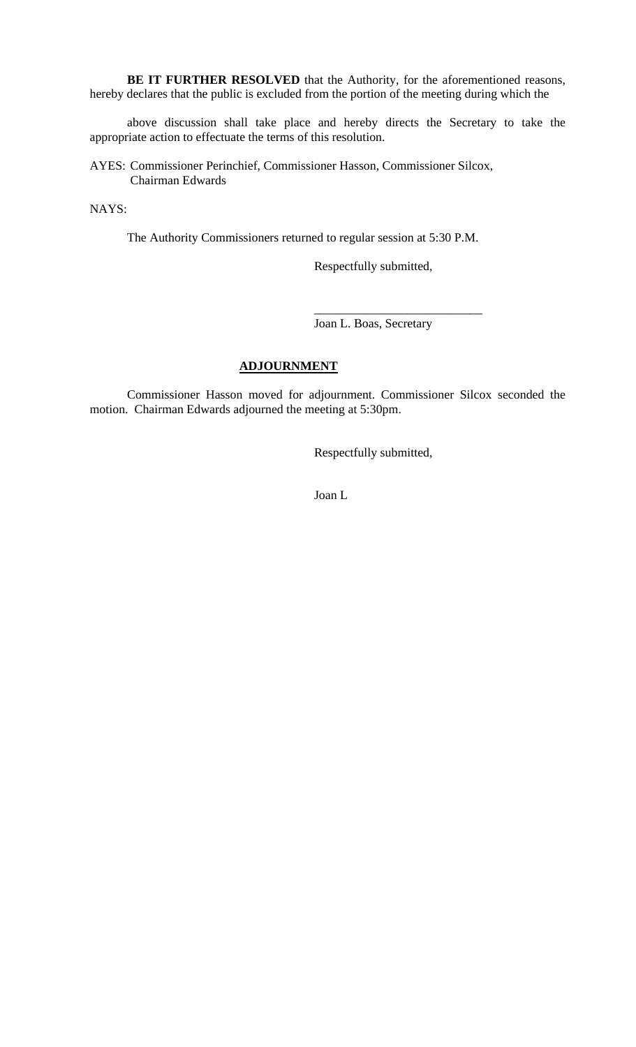**BE IT FURTHER RESOLVED** that the Authority, for the aforementioned reasons, hereby declares that the public is excluded from the portion of the meeting during which the

above discussion shall take place and hereby directs the Secretary to take the appropriate action to effectuate the terms of this resolution.

AYES: Commissioner Perinchief, Commissioner Hasson, Commissioner Silcox, Chairman Edwards

NAYS:

The Authority Commissioners returned to regular session at 5:30 P.M.

Respectfully submitted,

\_\_\_\_\_\_\_\_\_\_\_\_\_\_\_\_\_\_\_\_\_\_\_\_\_\_\_\_

Joan L. Boas, Secretary

## ADJOURNMENT

Commissioner Hasson moved for adjournment. Commissioner Silcox seconded the motion. Chairman Edwards adjourned the meeting at 5:30pm.

Respectfully submitted,

Joan L